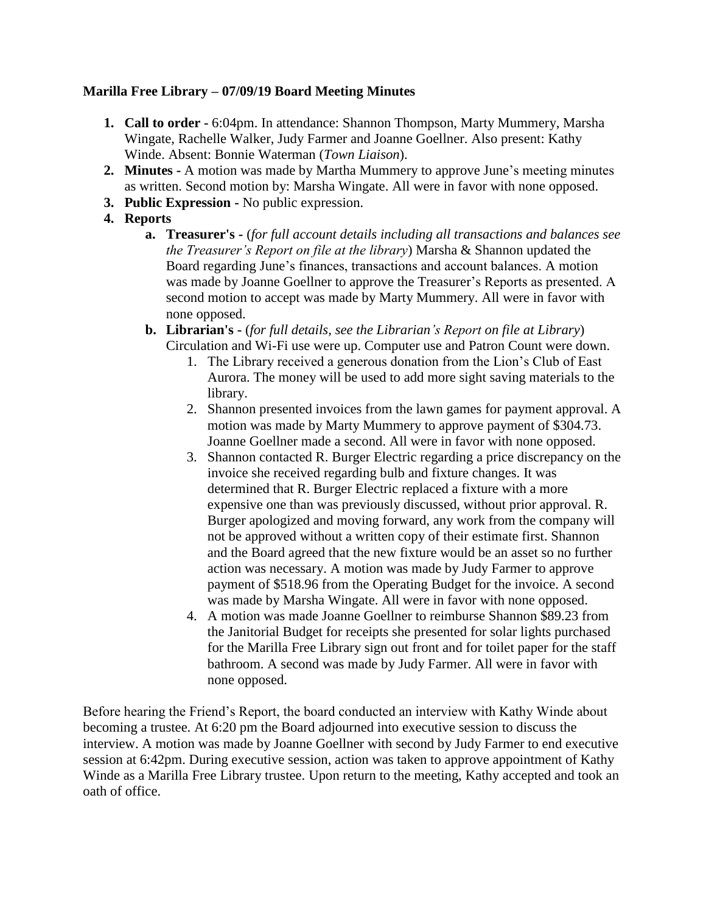**Marilla Free Library – 07/09/19 Board Meeting Minutes**

1. **Call to order** - 6:04pm. In attendance: Shannon Thompson, Marty Mummery, Marsha Wingate, Rachelle Walker, Judy Farmer and Joanne Goellner. Also present: Kathy Winde. Absent: Bonnie Waterman (*Town Liaison*).
2. **Minutes -** A motion was made by Martha Mummery to approve June's meeting minutes as written. Second motion by: Marsha Wingate. All were in favor with none opposed.
3. **Public Expression -** No public expression.
4. **Reports**
   a. **Treasurer's -** (*for full account details including all transactions and balances see the Treasurer's Report on file at the library*) Marsha & Shannon updated the Board regarding June's finances, transactions and account balances. A motion was made by Joanne Goellner to approve the Treasurer's Reports as presented. A second motion to accept was made by Marty Mummery. All were in favor with none opposed.
   b. **Librarian's -** (*for full details, see the Librarian's Report on file at Library*) Circulation and Wi-Fi use were up. Computer use and Patron Count were down.
      1. The Library received a generous donation from the Lion's Club of East Aurora. The money will be used to add more sight saving materials to the library.
      2. Shannon presented invoices from the lawn games for payment approval. A motion was made by Marty Mummery to approve payment of $304.73. Joanne Goellner made a second. All were in favor with none opposed.
      3. Shannon contacted R. Burger Electric regarding a price discrepancy on the invoice she received regarding bulb and fixture changes. It was determined that R. Burger Electric replaced a fixture with a more expensive one than was previously discussed, without prior approval. R. Burger apologized and moving forward, any work from the company will not be approved without a written copy of their estimate first. Shannon and the Board agreed that the new fixture would be an asset so no further action was necessary. A motion was made by Judy Farmer to approve payment of $518.96 from the Operating Budget for the invoice. A second was made by Marsha Wingate. All were in favor with none opposed.
      4. A motion was made Joanne Goellner to reimburse Shannon $89.23 from the Janitorial Budget for receipts she presented for solar lights purchased for the Marilla Free Library sign out front and for toilet paper for the staff bathroom. A second was made by Judy Farmer. All were in favor with none opposed.

Before hearing the Friend's Report, the board conducted an interview with Kathy Winde about becoming a trustee. At 6:20 pm the Board adjourned into executive session to discuss the interview. A motion was made by Joanne Goellner with second by Judy Farmer to end executive session at 6:42pm. During executive session, action was taken to approve appointment of Kathy Winde as a Marilla Free Library trustee. Upon return to the meeting, Kathy accepted and took an oath of office.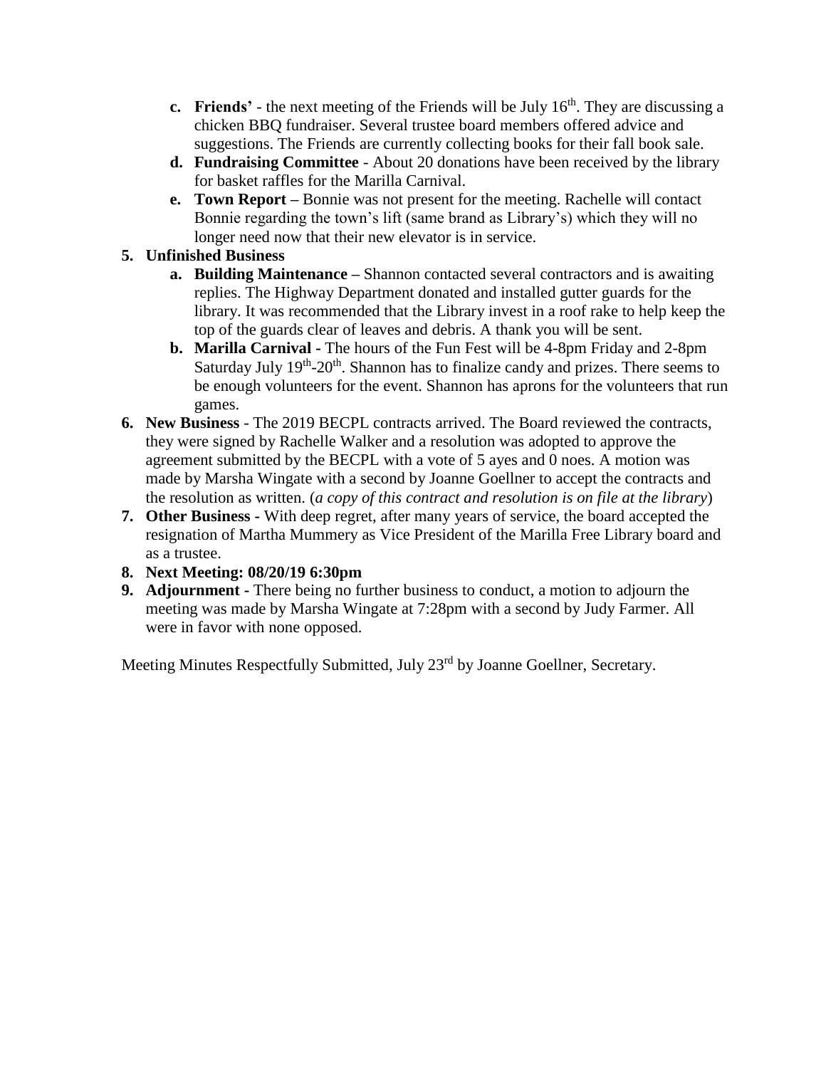c. **Friends'** - the next meeting of the Friends will be July 16th. They are discussing a chicken BBQ fundraiser. Several trustee board members offered advice and suggestions. The Friends are currently collecting books for their fall book sale.

d. **Fundraising Committee** - About 20 donations have been received by the library for basket raffles for the Marilla Carnival.

e. **Town Report –** Bonnie was not present for the meeting. Rachelle will contact Bonnie regarding the town's lift (same brand as Library's) which they will no longer need now that their new elevator is in service.

5. **Unfinished Business**
   a. **Building Maintenance –** Shannon contacted several contractors and is awaiting replies. The Highway Department donated and installed gutter guards for the library. It was recommended that the Library invest in a roof rake to help keep the top of the guards clear of leaves and debris. A thank you will be sent.
   b. **Marilla Carnival -** The hours of the Fun Fest will be 4-8pm Friday and 2-8pm Saturday July 19th-20th. Shannon has to finalize candy and prizes. There seems to be enough volunteers for the event. Shannon has aprons for the volunteers that run games.
6. **New Business** - The 2019 BECPL contracts arrived. The Board reviewed the contracts, they were signed by Rachelle Walker and a resolution was adopted to approve the agreement submitted by the BECPL with a vote of 5 ayes and 0 noes. A motion was made by Marsha Wingate with a second by Joanne Goellner to accept the contracts and the resolution as written. (*a copy of this contract and resolution is on file at the library*)
7. **Other Business -** With deep regret, after many years of service, the board accepted the resignation of Martha Mummery as Vice President of the Marilla Free Library board and as a trustee.
8. **Next Meeting: 08/20/19 6:30pm**
9. **Adjournment -** There being no further business to conduct, a motion to adjourn the meeting was made by Marsha Wingate at 7:28pm with a second by Judy Farmer. All were in favor with none opposed.

Meeting Minutes Respectfully Submitted, July 23rd by Joanne Goellner, Secretary.